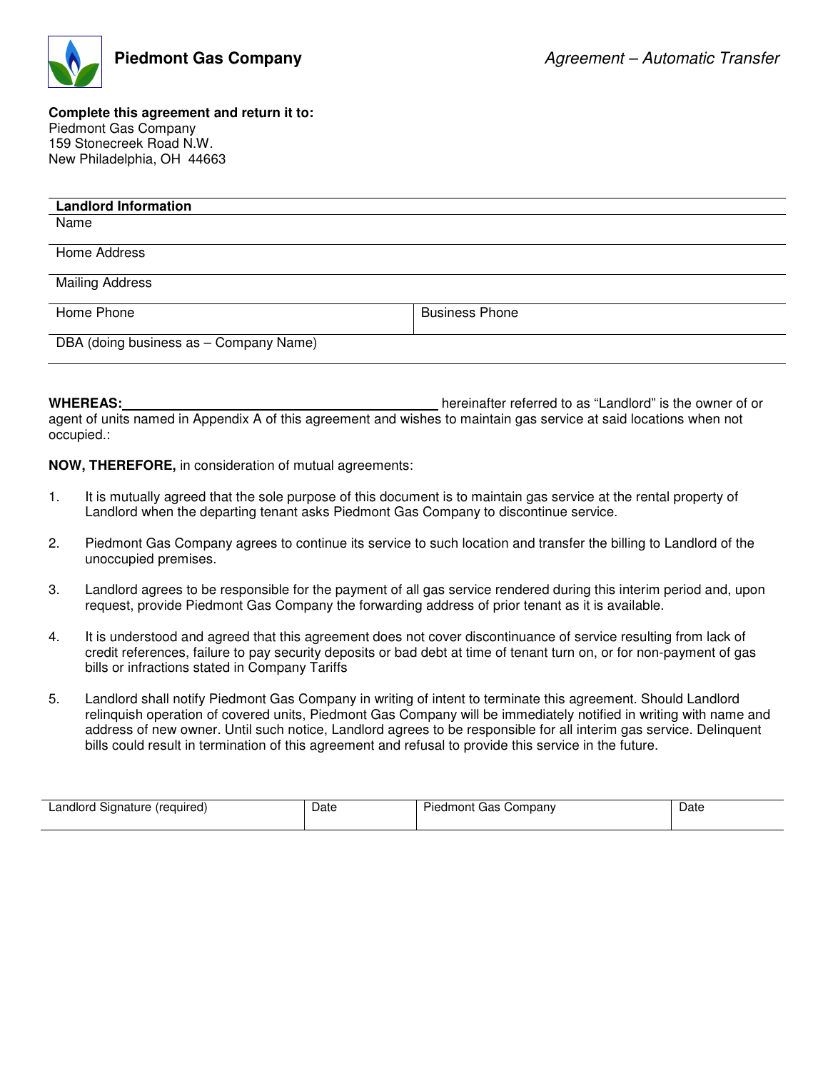**Piedmont Gas Company**

*Agreement – Automatic Transfer*

**Complete this agreement and return it to:**
Piedmont Gas Company
159 Stonecreek Road N.W.
New Philadelphia, OH 44663

| **Landlord Information** | |
|---|---|
| Name | |
| Home Address | |
| Mailing Address | |
| Home Phone | Business Phone |
| DBA (doing business as – Company Name) | |

**WHEREAS:**\_\_\_\_\_\_\_\_\_\_\_\_\_\_\_\_\_\_\_\_\_\_\_\_\_\_\_\_\_\_\_\_\_\_\_\_\_\_\_\_ hereinafter referred to as "Landlord" is the owner of or agent of units named in Appendix A of this agreement and wishes to maintain gas service at said locations when not occupied.:

**NOW, THEREFORE,** in consideration of mutual agreements:

1. It is mutually agreed that the sole purpose of this document is to maintain gas service at the rental property of Landlord when the departing tenant asks Piedmont Gas Company to discontinue service.

2. Piedmont Gas Company agrees to continue its service to such location and transfer the billing to Landlord of the unoccupied premises.

3. Landlord agrees to be responsible for the payment of all gas service rendered during this interim period and, upon request, provide Piedmont Gas Company the forwarding address of prior tenant as it is available.

4. It is understood and agreed that this agreement does not cover discontinuance of service resulting from lack of credit references, failure to pay security deposits or bad debt at time of tenant turn on, or for non-payment of gas bills or infractions stated in Company Tariffs

5. Landlord shall notify Piedmont Gas Company in writing of intent to terminate this agreement. Should Landlord relinquish operation of covered units, Piedmont Gas Company will be immediately notified in writing with name and address of new owner. Until such notice, Landlord agrees to be responsible for all interim gas service. Delinquent bills could result in termination of this agreement and refusal to provide this service in the future.

| Landlord Signature (required) | Date | Piedmont Gas Company | Date |
|---|---|---|---|
| | | | |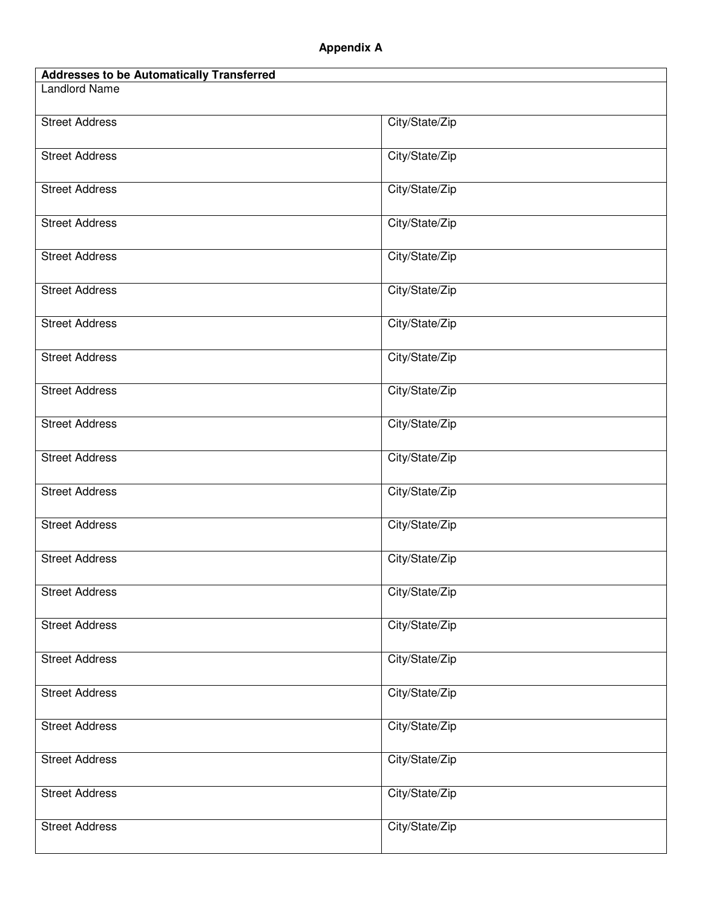**Appendix A**

| Addresses to be Automatically Transferred | |
|---|---|
| Landlord Name | |
| Street Address | City/State/Zip |
| Street Address | City/State/Zip |
| Street Address | City/State/Zip |
| Street Address | City/State/Zip |
| Street Address | City/State/Zip |
| Street Address | City/State/Zip |
| Street Address | City/State/Zip |
| Street Address | City/State/Zip |
| Street Address | City/State/Zip |
| Street Address | City/State/Zip |
| Street Address | City/State/Zip |
| Street Address | City/State/Zip |
| Street Address | City/State/Zip |
| Street Address | City/State/Zip |
| Street Address | City/State/Zip |
| Street Address | City/State/Zip |
| Street Address | City/State/Zip |
| Street Address | City/State/Zip |
| Street Address | City/State/Zip |
| Street Address | City/State/Zip |
| Street Address | City/State/Zip |
| Street Address | City/State/Zip |